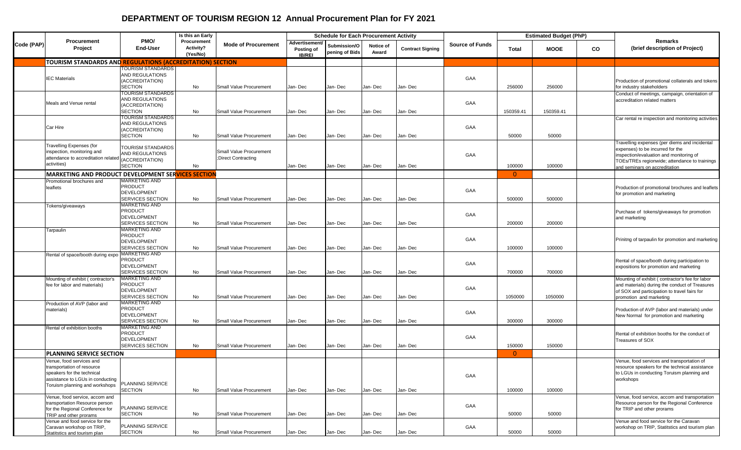# DEPARTMENT OF TOURISM REGION 12 Annual Procurement Plan for FY 2021

| Code (PAP) | Procurement Project | PMO/ End-User | Is this an Early Procurement Activity? (Yes/No) | Mode of Procurement | Schedule for Each Procurement Activity | | | | Source of Funds | Estimated Budget (PhP) | | | Remarks (brief description of Project) |
|---|---|---|---|---|---|---|---|---|---|---|---|---|---|
| | | | | | Advertisement/ Posting of IB/REI | Submission/Opening of Bids | Notice of Award | Contract Signing | | Total | MOOE | CO | |
| **TOURISM STANDARDS AND REGULATIONS (ACCREDITATION) SECTION** | | | | | | | | | | | | | |
| | IEC Materials | TOURISM STANDARDS AND REGULATIONS (ACCREDITATION) SECTION | No | Small Value Procurement | Jan- Dec | Jan- Dec | Jan- Dec | Jan- Dec | GAA | 256000 | 256000 | | Production of promotional collaterals and tokens for industry stakeholders |
| | Meals and Venue rental | TOURISM STANDARDS AND REGULATIONS (ACCREDITATION) SECTION | No | Small Value Procurement | Jan- Dec | Jan- Dec | Jan- Dec | Jan- Dec | GAA | 150359.41 | 150359.41 | | Conduct of meetings, campaign, orientation of accreditation related matters |
| | Car Hire | TOURISM STANDARDS AND REGULATIONS (ACCREDITATION) SECTION | No | Small Value Procurement | Jan- Dec | Jan- Dec | Jan- Dec | Jan- Dec | GAA | 50000 | 50000 | | Car rental re inspection and monitoring activities |
| | Travelling Expenses (for inspection, monitoring and attendance to accreditation related activities) | TOURISM STANDARDS AND REGULATIONS (ACCREDITATION) SECTION | No | Small Value Procurement ;Direct Contracting | Jan- Dec | Jan- Dec | Jan- Dec | Jan- Dec | GAA | 100000 | 100000 | | Travelling expenses (per diems and incidental expenses) to be incurred for the inspection/evaluation and monitoring of TOEs/TREs regionwide; attendance to trainings and seminars on accreditation |
| **MARKETING AND PRODUCT DEVELOPMENT SERVICES SECTION** | | | | | | | | | | 0 | | | |
| | Promotional brochures and leaflets | MARKETING AND PRODUCT DEVELOPMENT SERVICES SECTION | No | Small Value Procurement | Jan- Dec | Jan- Dec | Jan- Dec | Jan- Dec | GAA | 500000 | 500000 | | Production of promotional brochures and leaflets for promotion and marketing |
| | Tokens/giveaways | MARKETING AND PRODUCT DEVELOPMENT SERVICES SECTION | No | Small Value Procurement | Jan- Dec | Jan- Dec | Jan- Dec | Jan- Dec | GAA | 200000 | 200000 | | Purchase of tokens/giveaways for promotion and marketing |
| | Tarpaulin | MARKETING AND PRODUCT DEVELOPMENT SERVICES SECTION | No | Small Value Procurement | Jan- Dec | Jan- Dec | Jan- Dec | Jan- Dec | GAA | 100000 | 100000 | | Prinitng of tarpaulin for promotion and marketing |
| | Rental of space/booth during expo | MARKETING AND PRODUCT DEVELOPMENT SERVICES SECTION | No | Small Value Procurement | Jan- Dec | Jan- Dec | Jan- Dec | Jan- Dec | GAA | 700000 | 700000 | | Rental of space/booth during participation to expositions for promotion and marketing |
| | Mounting of exhibit ( contractor's fee for labor and materials) | MARKETING AND PRODUCT DEVELOPMENT SERVICES SECTION | No | Small Value Procurement | Jan- Dec | Jan- Dec | Jan- Dec | Jan- Dec | GAA | 1050000 | 1050000 | | Mounting of exhibit ( contractor's fee for labor and materials) during the conduct of Treasures of SOX and participation to travel fairs for promotion and marketing |
| | Production of AVP (labor and materials) | MARKETING AND PRODUCT DEVELOPMENT SERVICES SECTION | No | Small Value Procurement | Jan- Dec | Jan- Dec | Jan- Dec | Jan- Dec | GAA | 300000 | 300000 | | Production of AVP (labor and materials) under New Normal for promotion and marketing |
| | Rental of exhibition booths | MARKETING AND PRODUCT DEVELOPMENT SERVICES SECTION | No | Small Value Procurement | Jan- Dec | Jan- Dec | Jan- Dec | Jan- Dec | GAA | 150000 | 150000 | | Rental of exhibition booths for the conduct of Treasures of SOX |
| **PLANNING SERVICE SECTION** | | | | | | | | | | 0 | | | |
| | Venue, food services and transportation of resource speakers for the technical assistance to LGUs in conducting Toruism planning and workshops | PLANNING SERVICE SECTION | No | Small Value Procurement | Jan- Dec | Jan- Dec | Jan- Dec | Jan- Dec | GAA | 100000 | 100000 | | Venue, food services and transportation of resource speakers for the technical assistance to LGUs in conducting Toruism planning and workshops |
| | Venue, food service, accom and transportation Resource person for the Regional Conference for TRIP and other prorams | PLANNING SERVICE SECTION | No | Small Value Procurement | Jan- Dec | Jan- Dec | Jan- Dec | Jan- Dec | GAA | 50000 | 50000 | | Venue, food service, accom and transportation Resource person for the Regional Conference for TRIP and other prorams |
| | Venue and food service for the Caravan workshop on TRIP, Statitstics and tourism plan | PLANNING SERVICE SECTION | No | Small Value Procurement | Jan- Dec | Jan- Dec | Jan- Dec | Jan- Dec | GAA | 50000 | 50000 | | Venue and food service for the Caravan workshop on TRIP, Statitstics and tourism plan |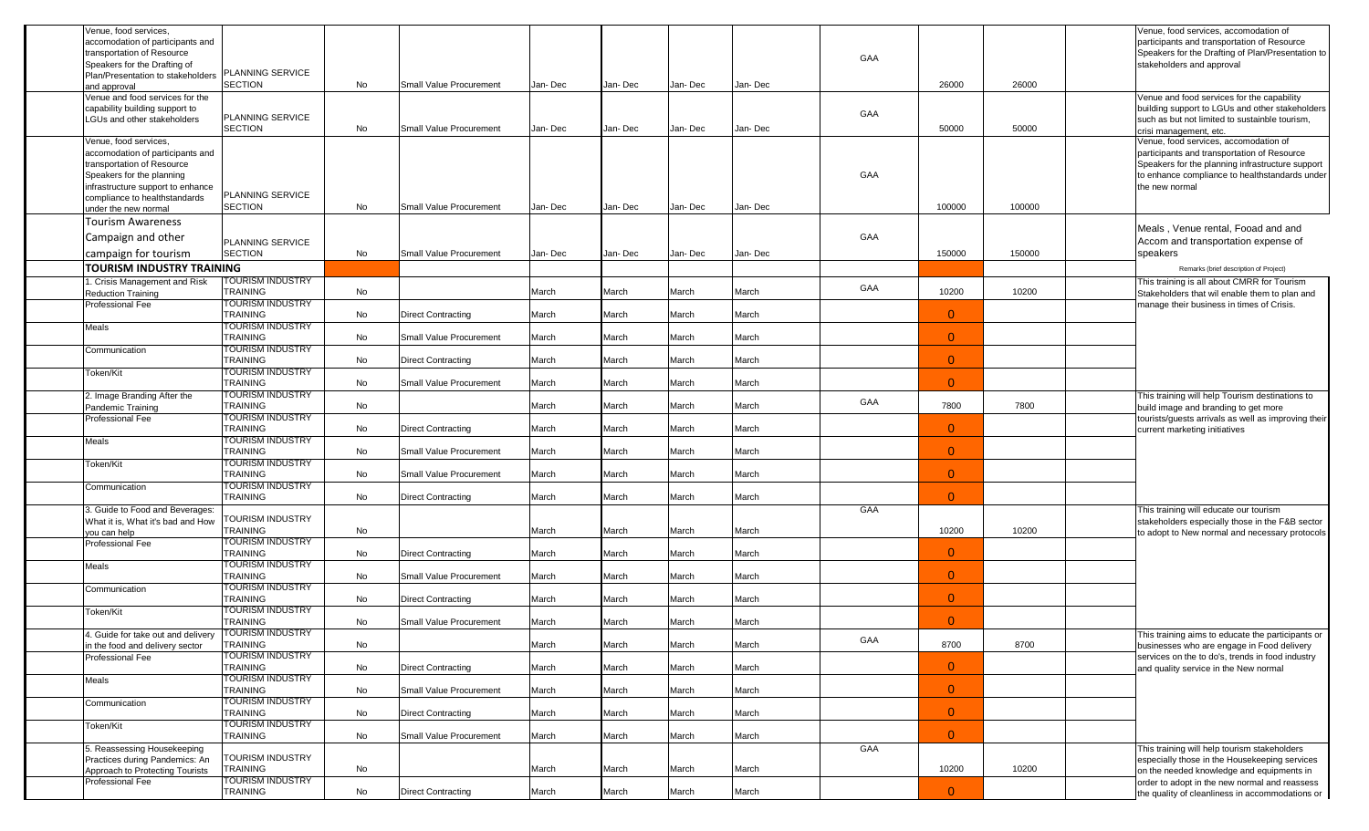| | | | | | | | | | | | | |
|---|---|---|---|---|---|---|---|---|---|---|---|---|
| Venue, food services, accomodation of participants and transportation of Resource Speakers for the Drafting of Plan/Presentation to stakeholders and approval | PLANNING SERVICE SECTION | No | Small Value Procurement | Jan- Dec | Jan- Dec | Jan- Dec | Jan- Dec | GAA | 26000 | 26000 | | Venue, food services, accomodation of participants and transportation of Resource Speakers for the Drafting of Plan/Presentation to stakeholders and approval |
| Venue and food services for the capability building support to LGUs and other stakeholders | PLANNING SERVICE SECTION | No | Small Value Procurement | Jan- Dec | Jan- Dec | Jan- Dec | Jan- Dec | GAA | 50000 | 50000 | | Venue and food services for the capability building support to LGUs and other stakeholders such as but not limited to sustainble tourism, crisi management, etc. |
| Venue, food services, accomodation of participants and transportation of Resource Speakers for the planning infrastructure support to enhance compliance to healthstandards under the new normal | PLANNING SERVICE SECTION | No | Small Value Procurement | Jan- Dec | Jan- Dec | Jan- Dec | Jan- Dec | GAA | 100000 | 100000 | | Venue, food services, accomodation of participants and transportation of Resource Speakers for the planning infrastructure support to enhance compliance to healthstandards under the new normal |
| Tourism Awareness Campaign and other campaign for tourism | PLANNING SERVICE SECTION | No | Small Value Procurement | Jan- Dec | Jan- Dec | Jan- Dec | Jan- Dec | GAA | 150000 | 150000 | | Meals , Venue rental, Fooad and and Accom and transportation expense of speakers |
| **TOURISM INDUSTRY TRAINING** | | | | | | | | | | | | Remarks (brief description of Project) |
| 1. Crisis Management and Risk Reduction Training | TOURISM INDUSTRY TRAINING | No | | March | March | March | March | GAA | 10200 | 10200 | | This training is all about CMRR for Tourism Stakeholders that wil enable them to plan and manage their business in times of Crisis. |
| Professional Fee | TOURISM INDUSTRY TRAINING | No | Direct Contracting | March | March | March | March | | 0 | | | |
| Meals | TOURISM INDUSTRY TRAINING | No | Small Value Procurement | March | March | March | March | | 0 | | | |
| Communication | TOURISM INDUSTRY TRAINING | No | Direct Contracting | March | March | March | March | | 0 | | | |
| Token/Kit | TOURISM INDUSTRY TRAINING | No | Small Value Procurement | March | March | March | March | | 0 | | | |
| 2. Image Branding After the Pandemic Training | TOURISM INDUSTRY TRAINING | No | | March | March | March | March | GAA | 7800 | 7800 | | This training will help Tourism destinations to build image and branding to get more tourists/guests arrivals as well as improving their current marketing initiatives |
| Professional Fee | TOURISM INDUSTRY TRAINING | No | Direct Contracting | March | March | March | March | | 0 | | | |
| Meals | TOURISM INDUSTRY TRAINING | No | Small Value Procurement | March | March | March | March | | 0 | | | |
| Token/Kit | TOURISM INDUSTRY TRAINING | No | Small Value Procurement | March | March | March | March | | 0 | | | |
| Communication | TOURISM INDUSTRY TRAINING | No | Direct Contracting | March | March | March | March | | 0 | | | |
| 3. Guide to Food and Beverages: What it is, What it's bad and How you can help | TOURISM INDUSTRY TRAINING | No | | March | March | March | March | GAA | 10200 | 10200 | | This training will educate our tourism stakeholders especially those in the F&B sector to adopt to New normal and necessary protocols |
| Professional Fee | TOURISM INDUSTRY TRAINING | No | Direct Contracting | March | March | March | March | | 0 | | | |
| Meals | TOURISM INDUSTRY TRAINING | No | Small Value Procurement | March | March | March | March | | 0 | | | |
| Communication | TOURISM INDUSTRY TRAINING | No | Direct Contracting | March | March | March | March | | 0 | | | |
| Token/Kit | TOURISM INDUSTRY TRAINING | No | Small Value Procurement | March | March | March | March | | 0 | | | |
| 4. Guide for take out and delivery in the food and delivery sector | TOURISM INDUSTRY TRAINING | No | | March | March | March | March | GAA | 8700 | 8700 | | This training aims to educate the participants or businesses who are engage in Food delivery services on the to do's, trends in food industry and quality service in the New normal |
| Professional Fee | TOURISM INDUSTRY TRAINING | No | Direct Contracting | March | March | March | March | | 0 | | | |
| Meals | TOURISM INDUSTRY TRAINING | No | Small Value Procurement | March | March | March | March | | 0 | | | |
| Communication | TOURISM INDUSTRY TRAINING | No | Direct Contracting | March | March | March | March | | 0 | | | |
| Token/Kit | TOURISM INDUSTRY TRAINING | No | Small Value Procurement | March | March | March | March | | 0 | | | |
| 5. Reassessing Housekeeping Practices during Pandemics: An Approach to Protecting Tourists | TOURISM INDUSTRY TRAINING | No | | March | March | March | March | GAA | 10200 | 10200 | | This training will help tourism stakeholders especially those in the Housekeeping services on the needed knowledge and equipments in order to adopt in the new normal and reassess the quality of cleanliness in accommodations or |
| Professional Fee | TOURISM INDUSTRY TRAINING | No | Direct Contracting | March | March | March | March | | 0 | | | |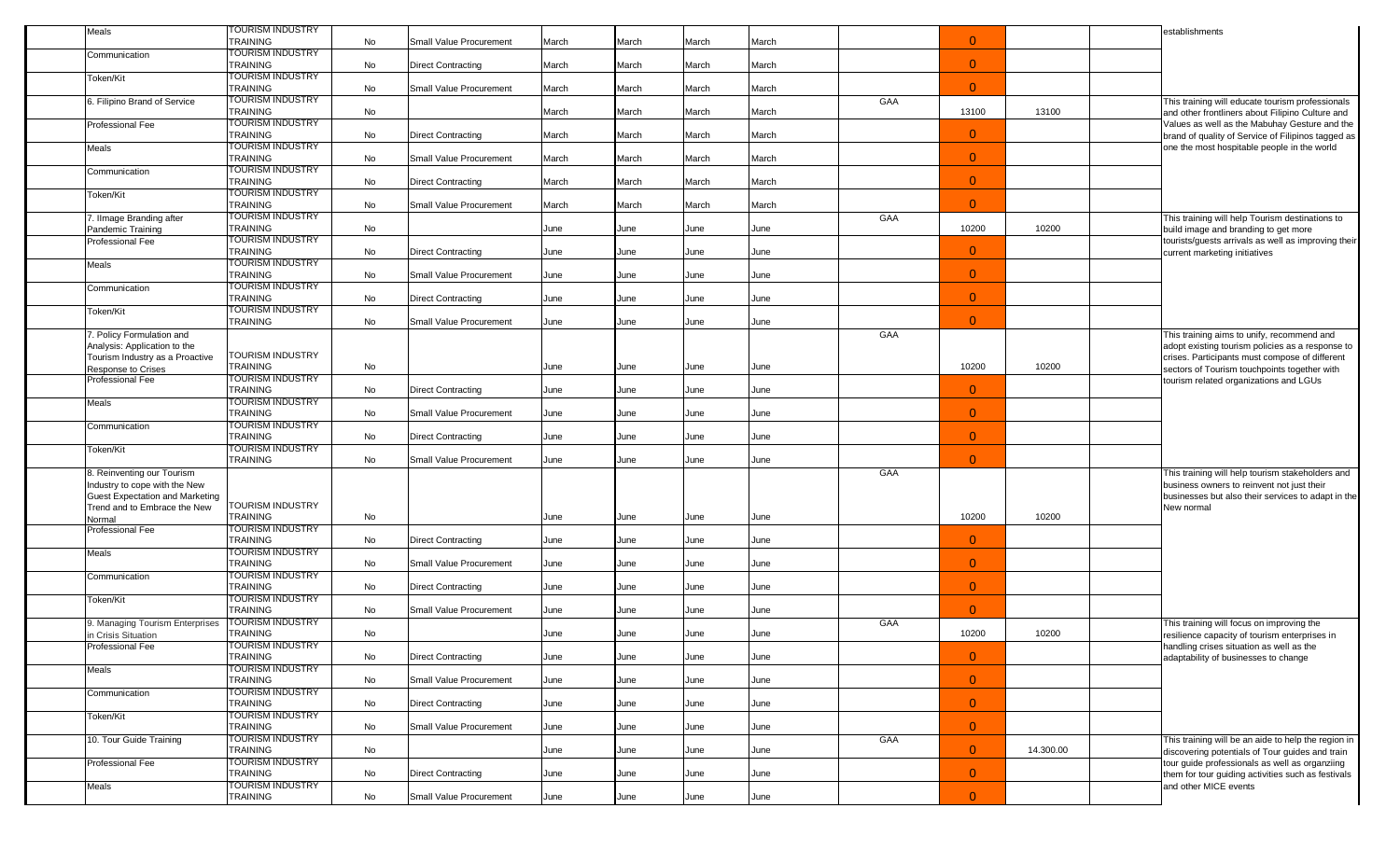| | | | | | | | | | | | | |
|---|---|---|---|---|---|---|---|---|---|---|---|---|
| Meals | TOURISM INDUSTRY TRAINING | No | Small Value Procurement | March | March | March | March | | 0 | | | establishments |
| Communication | TOURISM INDUSTRY TRAINING | No | Direct Contracting | March | March | March | March | | 0 | | | |
| Token/Kit | TOURISM INDUSTRY TRAINING | No | Small Value Procurement | March | March | March | March | | 0 | | | |
| 6. Filipino Brand of Service | TOURISM INDUSTRY TRAINING | No | | March | March | March | March | GAA | 13100 | 13100 | | This training will educate tourism professionals and other frontliners about Filipino Culture and Values as well as the Mabuhay Gesture and the brand of quality of Service of Filipinos tagged as one the most hospitable people in the world |
| Professional Fee | TOURISM INDUSTRY TRAINING | No | Direct Contracting | March | March | March | March | | 0 | | | |
| Meals | TOURISM INDUSTRY TRAINING | No | Small Value Procurement | March | March | March | March | | 0 | | | |
| Communication | TOURISM INDUSTRY TRAINING | No | Direct Contracting | March | March | March | March | | 0 | | | |
| Token/Kit | TOURISM INDUSTRY TRAINING | No | Small Value Procurement | March | March | March | March | | 0 | | | |
| 7. IImage Branding after Pandemic Training | TOURISM INDUSTRY TRAINING | No | | June | June | June | June | GAA | 10200 | 10200 | | This training will help Tourism destinations to build image and branding to get more tourists/guests arrivals as well as improving their current marketing initiatives |
| Professional Fee | TOURISM INDUSTRY TRAINING | No | Direct Contracting | June | June | June | June | | 0 | | | |
| Meals | TOURISM INDUSTRY TRAINING | No | Small Value Procurement | June | June | June | June | | 0 | | | |
| Communication | TOURISM INDUSTRY TRAINING | No | Direct Contracting | June | June | June | June | | 0 | | | |
| Token/Kit | TOURISM INDUSTRY TRAINING | No | Small Value Procurement | June | June | June | June | | 0 | | | |
| 7. Policy Formulation and Analysis: Application to the Tourism Industry as a Proactive Response to Crises | TOURISM INDUSTRY TRAINING | No | | June | June | June | June | GAA | 10200 | 10200 | | This training aims to unify, recommend and adopt existing tourism policies as a response to crises. Participants must compose of different sectors of Tourism touchpoints together with tourism related organizations and LGUs |
| Professional Fee | TOURISM INDUSTRY TRAINING | No | Direct Contracting | June | June | June | June | | 0 | | | |
| Meals | TOURISM INDUSTRY TRAINING | No | Small Value Procurement | June | June | June | June | | 0 | | | |
| Communication | TOURISM INDUSTRY TRAINING | No | Direct Contracting | June | June | June | June | | 0 | | | |
| Token/Kit | TOURISM INDUSTRY TRAINING | No | Small Value Procurement | June | June | June | June | | 0 | | | |
| 8. Reinventing our Tourism Industry to cope with the New Guest Expectation and Marketing Trend and to Embrace the New Normal | TOURISM INDUSTRY TRAINING | No | | June | June | June | June | GAA | 10200 | 10200 | | This training will help tourism stakeholders and business owners to reinvent not just their businesses but also their services to adapt in the New normal |
| Professional Fee | TOURISM INDUSTRY TRAINING | No | Direct Contracting | June | June | June | June | | 0 | | | |
| Meals | TOURISM INDUSTRY TRAINING | No | Small Value Procurement | June | June | June | June | | 0 | | | |
| Communication | TOURISM INDUSTRY TRAINING | No | Direct Contracting | June | June | June | June | | 0 | | | |
| Token/Kit | TOURISM INDUSTRY TRAINING | No | Small Value Procurement | June | June | June | June | | 0 | | | |
| 9. Managing Tourism Enterprises in Crisis Situation | TOURISM INDUSTRY TRAINING | No | | June | June | June | June | GAA | 10200 | 10200 | | This training will focus on improving the resilience capacity of tourism enterprises in handling crises situation as well as the adaptability of businesses to change |
| Professional Fee | TOURISM INDUSTRY TRAINING | No | Direct Contracting | June | June | June | June | | 0 | | | |
| Meals | TOURISM INDUSTRY TRAINING | No | Small Value Procurement | June | June | June | June | | 0 | | | |
| Communication | TOURISM INDUSTRY TRAINING | No | Direct Contracting | June | June | June | June | | 0 | | | |
| Token/Kit | TOURISM INDUSTRY TRAINING | No | Small Value Procurement | June | June | June | June | | 0 | | | |
| 10. Tour Guide Training | TOURISM INDUSTRY TRAINING | No | | June | June | June | June | GAA | 0 | 14.300.00 | | This training will be an aide to help the region in discovering potentials of Tour guides and train tour guide professionals as well as organziing them for tour guiding activities such as festivals and other MICE events |
| Professional Fee | TOURISM INDUSTRY TRAINING | No | Direct Contracting | June | June | June | June | | 0 | | | |
| Meals | TOURISM INDUSTRY TRAINING | No | Small Value Procurement | June | June | June | June | | 0 | | | |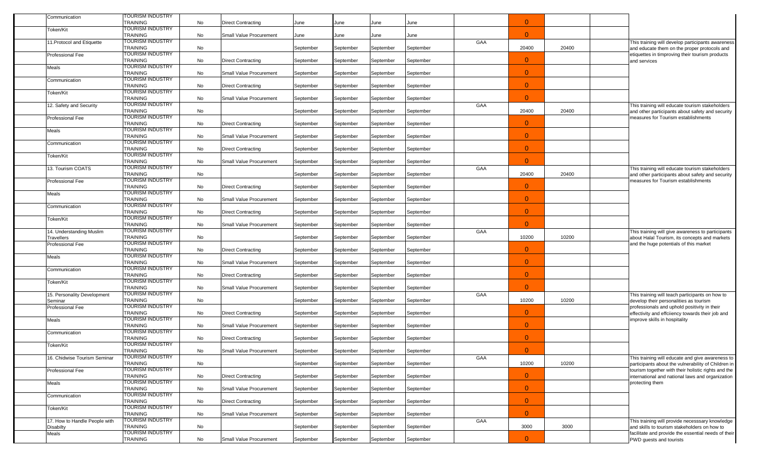| | | | | | | | | | | | | |
|---|---|---|---|---|---|---|---|---|---|---|---|---|
| Communication | TOURISM INDUSTRY TRAINING | No | Direct Contracting | June | June | June | June | | 0 | | | |
| Token/Kit | TOURISM INDUSTRY TRAINING | No | Small Value Procurement | June | June | June | June | | 0 | | | |
| 11.Protocol and Etiquette | TOURISM INDUSTRY TRAINING | No | | September | September | September | September | GAA | 20400 | 20400 | | This training will develop participants awareness and educate them on the proper protocols and etiquettes in timproving their tourism products and services |
| Professional Fee | TOURISM INDUSTRY TRAINING | No | Direct Contracting | September | September | September | September | | 0 | | | |
| Meals | TOURISM INDUSTRY TRAINING | No | Small Value Procurement | September | September | September | September | | 0 | | | |
| Communication | TOURISM INDUSTRY TRAINING | No | Direct Contracting | September | September | September | September | | 0 | | | |
| Token/Kit | TOURISM INDUSTRY TRAINING | No | Small Value Procurement | September | September | September | September | | 0 | | | |
| 12. Safety and Security | TOURISM INDUSTRY TRAINING | No | | September | September | September | September | GAA | 20400 | 20400 | | This training will educate tourism stakeholders and other participants about safety and security measures for Tourism establishments |
| Professional Fee | TOURISM INDUSTRY TRAINING | No | Direct Contracting | September | September | September | September | | 0 | | | |
| Meals | TOURISM INDUSTRY TRAINING | No | Small Value Procurement | September | September | September | September | | 0 | | | |
| Communication | TOURISM INDUSTRY TRAINING | No | Direct Contracting | September | September | September | September | | 0 | | | |
| Token/Kit | TOURISM INDUSTRY TRAINING | No | Small Value Procurement | September | September | September | September | | 0 | | | |
| 13. Tourism COATS | TOURISM INDUSTRY TRAINING | No | | September | September | September | September | GAA | 20400 | 20400 | | This training will educate tourism stakeholders and other participants about safety and security measures for Tourism establishments |
| Professional Fee | TOURISM INDUSTRY TRAINING | No | Direct Contracting | September | September | September | September | | 0 | | | |
| Meals | TOURISM INDUSTRY TRAINING | No | Small Value Procurement | September | September | September | September | | 0 | | | |
| Communication | TOURISM INDUSTRY TRAINING | No | Direct Contracting | September | September | September | September | | 0 | | | |
| Token/Kit | TOURISM INDUSTRY TRAINING | No | Small Value Procurement | September | September | September | September | | 0 | | | |
| 14. Understanding Muslim Travellers | TOURISM INDUSTRY TRAINING | No | | September | September | September | September | GAA | 10200 | 10200 | | This training will give awareness to participants about Halal Tourism, its concepts and markets and the huge potentials of this market |
| Professional Fee | TOURISM INDUSTRY TRAINING | No | Direct Contracting | September | September | September | September | | 0 | | | |
| Meals | TOURISM INDUSTRY TRAINING | No | Small Value Procurement | September | September | September | September | | 0 | | | |
| Communication | TOURISM INDUSTRY TRAINING | No | Direct Contracting | September | September | September | September | | 0 | | | |
| Token/Kit | TOURISM INDUSTRY TRAINING | No | Small Value Procurement | September | September | September | September | | 0 | | | |
| 15. Personality Development Seminar | TOURISM INDUSTRY TRAINING | No | | September | September | September | September | GAA | 10200 | 10200 | | This training will teach participants on how to develop their personalities as tourism professionals and uphold positivity in their effectivity and effciiency towards their job and improve skills in hospitality |
| Professional Fee | TOURISM INDUSTRY TRAINING | No | Direct Contracting | September | September | September | September | | 0 | | | |
| Meals | TOURISM INDUSTRY TRAINING | No | Small Value Procurement | September | September | September | September | | 0 | | | |
| Communication | TOURISM INDUSTRY TRAINING | No | Direct Contracting | September | September | September | September | | 0 | | | |
| Token/Kit | TOURISM INDUSTRY TRAINING | No | Small Value Procurement | September | September | September | September | | 0 | | | |
| 16. Chidwise Tourism Seminar | TOURISM INDUSTRY TRAINING | No | | September | September | September | September | GAA | 10200 | 10200 | | This training will educate and give awareness to participants about the vulnerability of Children in tourism together with their holistic rights and the international and national laws and organization protecting them |
| Professional Fee | TOURISM INDUSTRY TRAINING | No | Direct Contracting | September | September | September | September | | 0 | | | |
| Meals | TOURISM INDUSTRY TRAINING | No | Small Value Procurement | September | September | September | September | | 0 | | | |
| Communication | TOURISM INDUSTRY TRAINING | No | Direct Contracting | September | September | September | September | | 0 | | | |
| Token/Kit | TOURISM INDUSTRY TRAINING | No | Small Value Procurement | September | September | September | September | | 0 | | | |
| 17. How to Handle People with Disabilty | TOURISM INDUSTRY TRAINING | No | | September | September | September | September | GAA | 3000 | 3000 | | This training will provide necesssary knowledge and skills to tourism stakeholders on how to facilitate and provide the essential needs of their PWD guests and tourists |
| Meals | TOURISM INDUSTRY TRAINING | No | Small Value Procurement | September | September | September | September | | 0 | | | |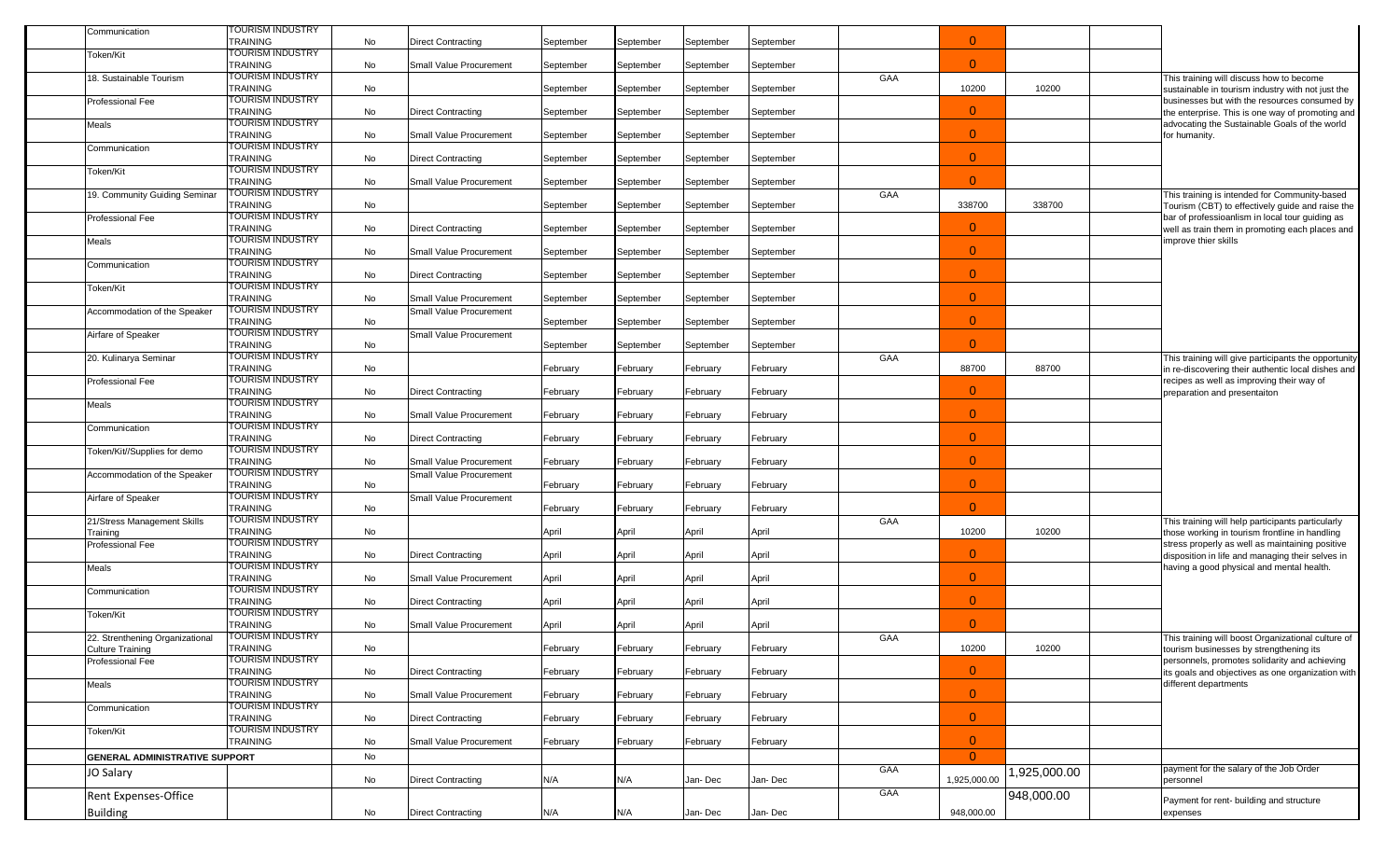| | | | | | | | | | | | | |
|---|---|---|---|---|---|---|---|---|---|---|---|---|
| Communication | TOURISM INDUSTRY TRAINING | No | Direct Contracting | September | September | September | September | | 0 | | | |
| Token/Kit | TOURISM INDUSTRY TRAINING | No | Small Value Procurement | September | September | September | September | | 0 | | | |
| 18. Sustainable Tourism | TOURISM INDUSTRY TRAINING | No | | September | September | September | September | GAA | 10200 | 10200 | | This training will discuss how to become sustainable in tourism industry with not just the businesses but with the resources consumed by the enterprise. This is one way of promoting and advocating the Sustainable Goals of the world for humanity. |
| Professional Fee | TOURISM INDUSTRY TRAINING | No | Direct Contracting | September | September | September | September | | 0 | | | |
| Meals | TOURISM INDUSTRY TRAINING | No | Small Value Procurement | September | September | September | September | | 0 | | | |
| Communication | TOURISM INDUSTRY TRAINING | No | Direct Contracting | September | September | September | September | | 0 | | | |
| Token/Kit | TOURISM INDUSTRY TRAINING | No | Small Value Procurement | September | September | September | September | | 0 | | | |
| 19. Community Guiding Seminar | TOURISM INDUSTRY TRAINING | No | | September | September | September | September | GAA | 338700 | 338700 | | This training is intended for Community-based Tourism (CBT) to effectively guide and raise the bar of professioanlism in local tour guiding as well as train them in promoting each places and improve thier skills |
| Professional Fee | TOURISM INDUSTRY TRAINING | No | Direct Contracting | September | September | September | September | | 0 | | | |
| Meals | TOURISM INDUSTRY TRAINING | No | Small Value Procurement | September | September | September | September | | 0 | | | |
| Communication | TOURISM INDUSTRY TRAINING | No | Direct Contracting | September | September | September | September | | 0 | | | |
| Token/Kit | TOURISM INDUSTRY TRAINING | No | Small Value Procurement | September | September | September | September | | 0 | | | |
| Accommodation of the Speaker | TOURISM INDUSTRY TRAINING | No | Small Value Procurement | September | September | September | September | | 0 | | | |
| Airfare of Speaker | TOURISM INDUSTRY TRAINING | No | Small Value Procurement | September | September | September | September | | 0 | | | |
| 20. Kulinarya Seminar | TOURISM INDUSTRY TRAINING | No | | February | February | February | February | GAA | 88700 | 88700 | | This training will give participants the opportunity in re-discovering their authentic local dishes and recipes as well as improving their way of preparation and presentaiton |
| Professional Fee | TOURISM INDUSTRY TRAINING | No | Direct Contracting | February | February | February | February | | 0 | | | |
| Meals | TOURISM INDUSTRY TRAINING | No | Small Value Procurement | February | February | February | February | | 0 | | | |
| Communication | TOURISM INDUSTRY TRAINING | No | Direct Contracting | February | February | February | February | | 0 | | | |
| Token/Kit//Supplies for demo | TOURISM INDUSTRY TRAINING | No | Small Value Procurement | February | February | February | February | | 0 | | | |
| Accommodation of the Speaker | TOURISM INDUSTRY TRAINING | No | Small Value Procurement | February | February | February | February | | 0 | | | |
| Airfare of Speaker | TOURISM INDUSTRY TRAINING | No | Small Value Procurement | February | February | February | February | | 0 | | | |
| 21/Stress Management Skills Training | TOURISM INDUSTRY TRAINING | No | | April | April | April | April | GAA | 10200 | 10200 | | This training will help participants particularly those working in tourism frontline in handling stress properly as well as maintaining positive disposition in life and managing their selves in having a good physical and mental health. |
| Professional Fee | TOURISM INDUSTRY TRAINING | No | Direct Contracting | April | April | April | April | | 0 | | | |
| Meals | TOURISM INDUSTRY TRAINING | No | Small Value Procurement | April | April | April | April | | 0 | | | |
| Communication | TOURISM INDUSTRY TRAINING | No | Direct Contracting | April | April | April | April | | 0 | | | |
| Token/Kit | TOURISM INDUSTRY TRAINING | No | Small Value Procurement | April | April | April | April | | 0 | | | |
| 22. Strenthening Organizational Culture Training | TOURISM INDUSTRY TRAINING | No | | February | February | February | February | GAA | 10200 | 10200 | | This training will boost Organizational culture of tourism businesses by strengthening its personnels, promotes solidarity and achieving its goals and objectives as one organization with different departments |
| Professional Fee | TOURISM INDUSTRY TRAINING | No | Direct Contracting | February | February | February | February | | 0 | | | |
| Meals | TOURISM INDUSTRY TRAINING | No | Small Value Procurement | February | February | February | February | | 0 | | | |
| Communication | TOURISM INDUSTRY TRAINING | No | Direct Contracting | February | February | February | February | | 0 | | | |
| Token/Kit | TOURISM INDUSTRY TRAINING | No | Small Value Procurement | February | February | February | February | | 0 | | | |
| **GENERAL ADMINISTRATIVE SUPPORT** | | No | | | | | | | 0 | | | |
| JO Salary | | No | Direct Contracting | N/A | N/A | Jan- Dec | Jan- Dec | GAA | 1,925,000.00 | 1,925,000.00 | | payment for the salary of the Job Order personnel |
| Rent Expenses-Office Building | | No | Direct Contracting | N/A | N/A | Jan- Dec | Jan- Dec | GAA | 948,000.00 | 948,000.00 | | Payment for rent- building and structure expenses |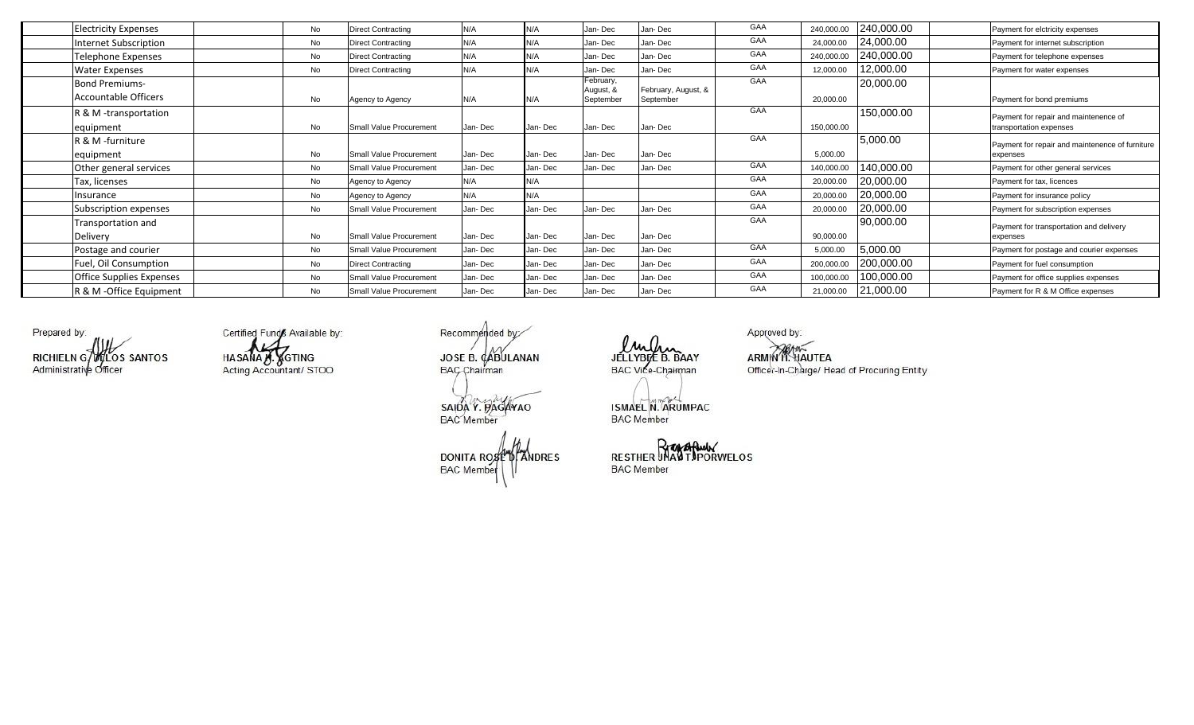| | | | | | | | | | | | | | | |
|---|---|---|---|---|---|---|---|---|---|---|---|---|---|---|
| | Electricity Expenses | | No | Direct Contracting | N/A | N/A | Jan- Dec | Jan- Dec | GAA | 240,000.00 | 240,000.00 | | Payment for elctricity expenses |
| | Internet Subscription | | No | Direct Contracting | N/A | N/A | Jan- Dec | Jan- Dec | GAA | 24,000.00 | 24,000.00 | | Payment for internet subscription |
| | Telephone Expenses | | No | Direct Contracting | N/A | N/A | Jan- Dec | Jan- Dec | GAA | 240,000.00 | 240,000.00 | | Payment for telephone expenses |
| | Water Expenses | | No | Direct Contracting | N/A | N/A | Jan- Dec | Jan- Dec | GAA | 12,000.00 | 12,000.00 | | Payment for water expenses |
| | Bond Premiums-Accountable Officers | | No | Agency to Agency | N/A | N/A | February, August, & September | February, August, & September | GAA | 20,000.00 | 20,000.00 | | Payment for bond premiums |
| | R & M -transportation equipment | | No | Small Value Procurement | Jan- Dec | Jan- Dec | Jan- Dec | Jan- Dec | GAA | 150,000.00 | 150,000.00 | | Payment for repair and maintenence of transportation expenses |
| | R & M -furniture equipment | | No | Small Value Procurement | Jan- Dec | Jan- Dec | Jan- Dec | Jan- Dec | GAA | 5,000.00 | 5,000.00 | | Payment for repair and maintenence of furniture expenses |
| | Other general services | | No | Small Value Procurement | Jan- Dec | Jan- Dec | Jan- Dec | Jan- Dec | GAA | 140,000.00 | 140,000.00 | | Payment for other general services |
| | Tax, licenses | | No | Agency to Agency | N/A | N/A | | | GAA | 20,000.00 | 20,000.00 | | Payment for tax, licences |
| | Insurance | | No | Agency to Agency | N/A | N/A | | | GAA | 20,000.00 | 20,000.00 | | Payment for insurance policy |
| | Subscription expenses | | No | Small Value Procurement | Jan- Dec | Jan- Dec | Jan- Dec | Jan- Dec | GAA | 20,000.00 | 20,000.00 | | Payment for subscription expenses |
| | Transportation and Delivery | | No | Small Value Procurement | Jan- Dec | Jan- Dec | Jan- Dec | Jan- Dec | GAA | 90,000.00 | 90,000.00 | | Payment for transportation and delivery expenses |
| | Postage and courier | | No | Small Value Procurement | Jan- Dec | Jan- Dec | Jan- Dec | Jan- Dec | GAA | 5,000.00 | 5,000.00 | | Payment for postage and courier expenses |
| | Fuel, Oil Consumption | | No | Direct Contracting | Jan- Dec | Jan- Dec | Jan- Dec | Jan- Dec | GAA | 200,000.00 | 200,000.00 | | Payment for fuel consumption |
| | Office Supplies Expenses | | No | Small Value Procurement | Jan- Dec | Jan- Dec | Jan- Dec | Jan- Dec | GAA | 100,000.00 | 100,000.00 | | Payment for office supplies expenses |
| | R & M -Office Equipment | | No | Small Value Procurement | Jan- Dec | Jan- Dec | Jan- Dec | Jan- Dec | GAA | 21,000.00 | 21,000.00 | | Payment for R & M Office expenses |

Prepared by:

**RICHIELN G. DELOS SANTOS**
Administrative Officer

Certified Funds Available by:

**HASANA H. AGTING**
Acting Accountant/ STOO

Recommended by:

**JOSE B. CABULANAN**
BAC Chairman

**JELLYBEE B. BAAY**
BAC Vice-Chairman

**SAIDA Y. PAGAYAO**
BAC Member

**ISMAEL N. ARUMPAC**
BAC Member

**DONITA ROSE D. ANDRES**
BAC Member

**RESTHER JHAY T. PORWELOS**
BAC Member

Approved by:

**ARMIN H. HAUTEA**
Officer-In-Charge/ Head of Procuring Entity